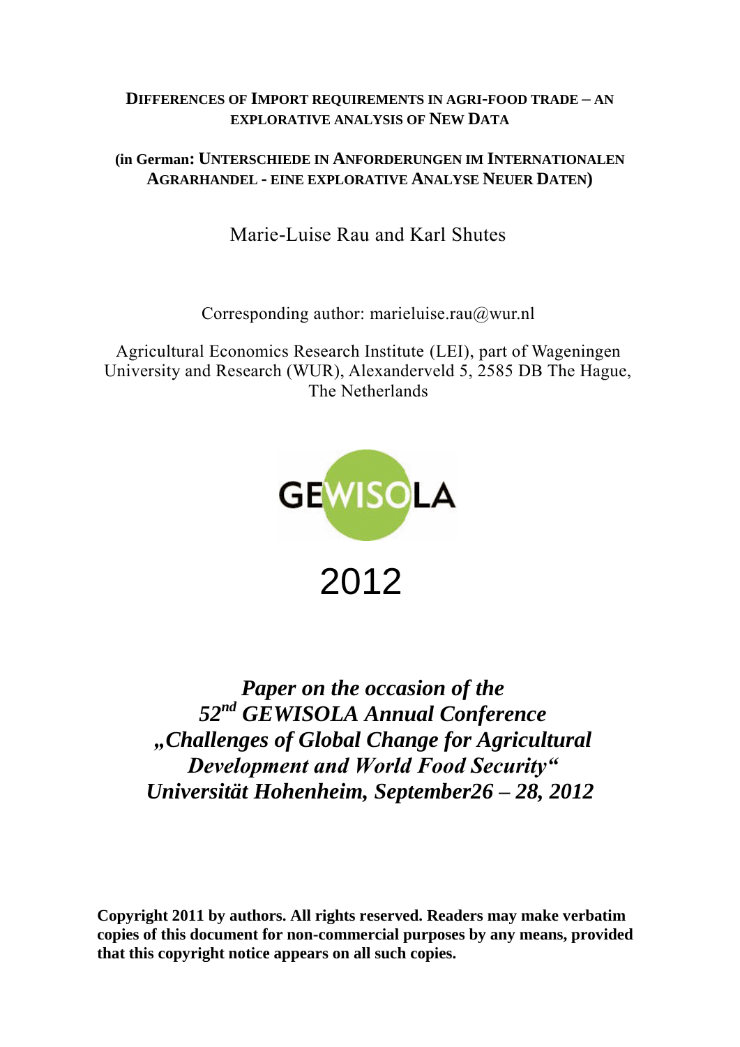# DIFFERENCES OF IMPORT REQUIREMENTS IN AGRI-FOOD TRADE – AN EXPLORATIVE ANALYSIS OF NEW DATA

**(in German: UNTERSCHIEDE IN ANFORDERUNGEN IM INTERNATIONALEN AGRARHANDEL - EINE EXPLORATIVE ANALYSE NEUER DATEN)**

Marie-Luise Rau and Karl Shutes

Corresponding author: marieluise.rau@wur.nl

Agricultural Economics Research Institute (LEI), part of Wageningen University and Research (WUR), Alexanderveld 5, 2585 DB The Hague, The Netherlands

GEWISOLA

2012

***Paper on the occasion of the 52nd GEWISOLA Annual Conference „Challenges of Global Change for Agricultural Development and World Food Security“ Universität Hohenheim, September26 – 28, 2012***

**Copyright 2011 by authors. All rights reserved. Readers may make verbatim copies of this document for non-commercial purposes by any means, provided that this copyright notice appears on all such copies.**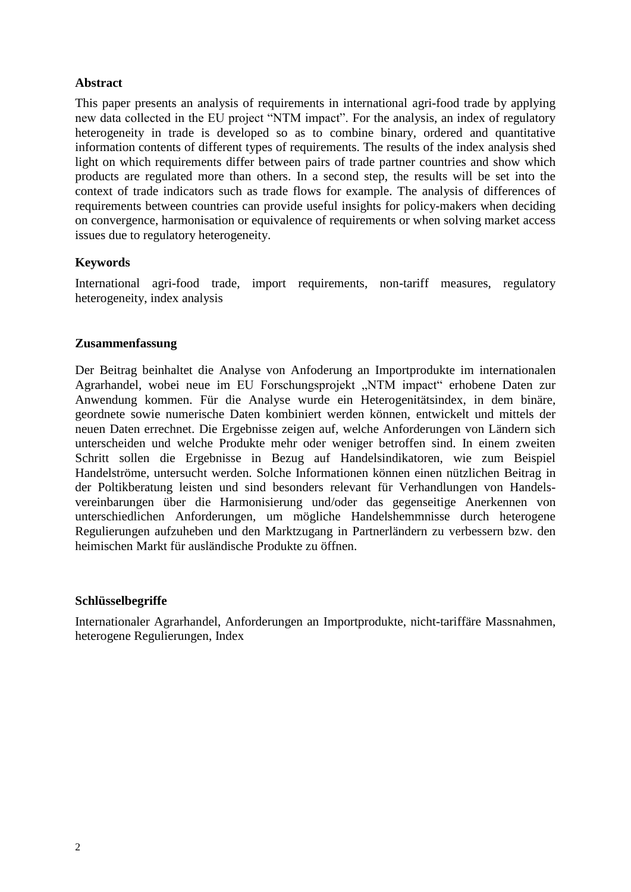**Abstract**

This paper presents an analysis of requirements in international agri-food trade by applying new data collected in the EU project "NTM impact". For the analysis, an index of regulatory heterogeneity in trade is developed so as to combine binary, ordered and quantitative information contents of different types of requirements. The results of the index analysis shed light on which requirements differ between pairs of trade partner countries and show which products are regulated more than others. In a second step, the results will be set into the context of trade indicators such as trade flows for example. The analysis of differences of requirements between countries can provide useful insights for policy-makers when deciding on convergence, harmonisation or equivalence of requirements or when solving market access issues due to regulatory heterogeneity.

**Keywords**

International agri-food trade, import requirements, non-tariff measures, regulatory heterogeneity, index analysis

**Zusammenfassung**

Der Beitrag beinhaltet die Analyse von Anfoderung an Importprodukte im internationalen Agrarhandel, wobei neue im EU Forschungsprojekt „NTM impact" erhobene Daten zur Anwendung kommen. Für die Analyse wurde ein Heterogenitätsindex, in dem binäre, geordnete sowie numerische Daten kombiniert werden können, entwickelt und mittels der neuen Daten errechnet. Die Ergebnisse zeigen auf, welche Anforderungen von Ländern sich unterscheiden und welche Produkte mehr oder weniger betroffen sind. In einem zweiten Schritt sollen die Ergebnisse in Bezug auf Handelsindikatoren, wie zum Beispiel Handelströme, untersucht werden. Solche Informationen können einen nützlichen Beitrag in der Poltikberatung leisten und sind besonders relevant für Verhandlungen von Handelsvereinbarungen über die Harmonisierung und/oder das gegenseitige Anerkennen von unterschiedlichen Anforderungen, um mögliche Handelshemmnisse durch heterogene Regulierungen aufzuheben und den Marktzugang in Partnerländern zu verbessern bzw. den heimischen Markt für ausländische Produkte zu öffnen.

**Schlüsselbegriffe**

Internationaler Agrarhandel, Anforderungen an Importprodukte, nicht-tariffäre Massnahmen, heterogene Regulierungen, Index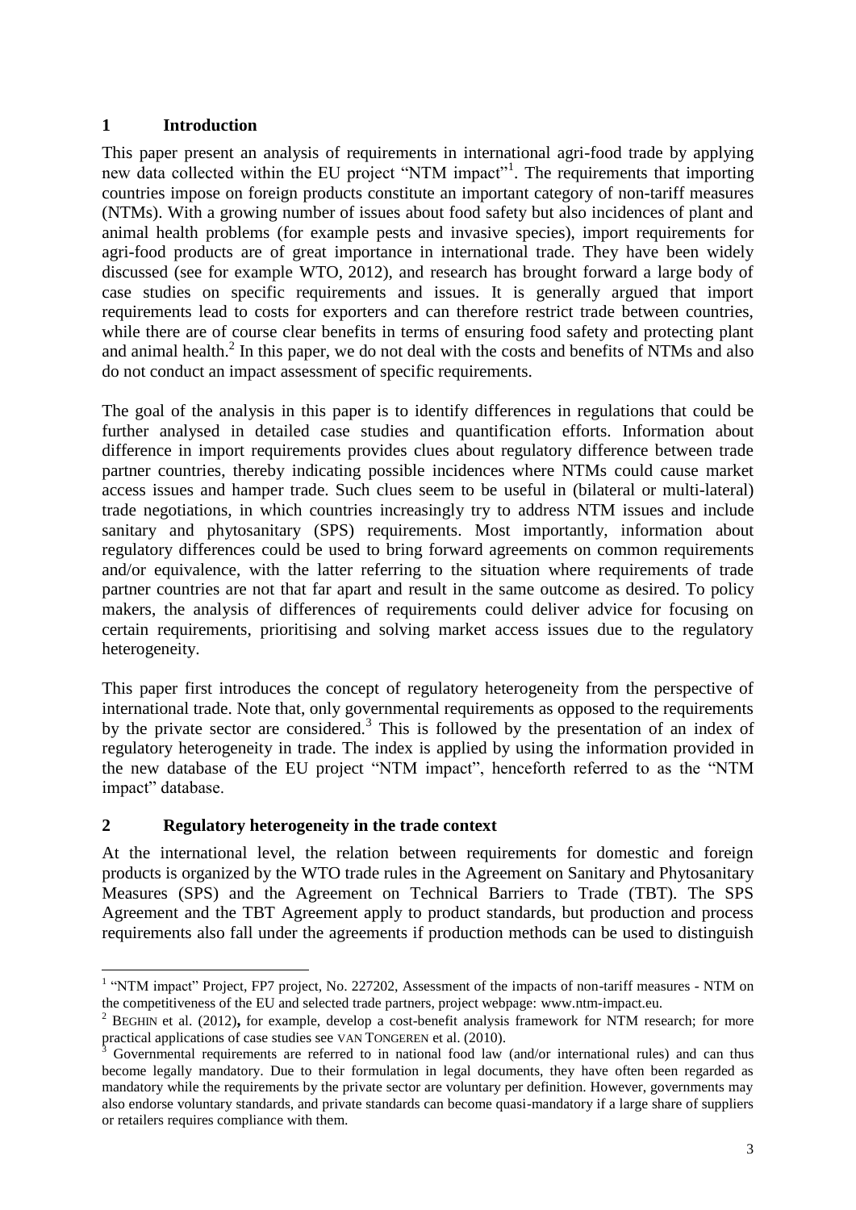## 1 Introduction

This paper present an analysis of requirements in international agri-food trade by applying new data collected within the EU project "NTM impact"[1]. The requirements that importing countries impose on foreign products constitute an important category of non-tariff measures (NTMs). With a growing number of issues about food safety but also incidences of plant and animal health problems (for example pests and invasive species), import requirements for agri-food products are of great importance in international trade. They have been widely discussed (see for example WTO, 2012), and research has brought forward a large body of case studies on specific requirements and issues. It is generally argued that import requirements lead to costs for exporters and can therefore restrict trade between countries, while there are of course clear benefits in terms of ensuring food safety and protecting plant and animal health.[2] In this paper, we do not deal with the costs and benefits of NTMs and also do not conduct an impact assessment of specific requirements.

The goal of the analysis in this paper is to identify differences in regulations that could be further analysed in detailed case studies and quantification efforts. Information about difference in import requirements provides clues about regulatory difference between trade partner countries, thereby indicating possible incidences where NTMs could cause market access issues and hamper trade. Such clues seem to be useful in (bilateral or multi-lateral) trade negotiations, in which countries increasingly try to address NTM issues and include sanitary and phytosanitary (SPS) requirements. Most importantly, information about regulatory differences could be used to bring forward agreements on common requirements and/or equivalence, with the latter referring to the situation where requirements of trade partner countries are not that far apart and result in the same outcome as desired. To policy makers, the analysis of differences of requirements could deliver advice for focusing on certain requirements, prioritising and solving market access issues due to the regulatory heterogeneity.

This paper first introduces the concept of regulatory heterogeneity from the perspective of international trade. Note that, only governmental requirements as opposed to the requirements by the private sector are considered.[3] This is followed by the presentation of an index of regulatory heterogeneity in trade. The index is applied by using the information provided in the new database of the EU project "NTM impact", henceforth referred to as the "NTM impact" database.

## 2 Regulatory heterogeneity in the trade context

At the international level, the relation between requirements for domestic and foreign products is organized by the WTO trade rules in the Agreement on Sanitary and Phytosanitary Measures (SPS) and the Agreement on Technical Barriers to Trade (TBT). The SPS Agreement and the TBT Agreement apply to product standards, but production and process requirements also fall under the agreements if production methods can be used to distinguish

---

[1] "NTM impact" Project, FP7 project, No. 227202, Assessment of the impacts of non-tariff measures - NTM on the competitiveness of the EU and selected trade partners, project webpage: www.ntm-impact.eu.

[2] BEGHIN et al. (2012), for example, develop a cost-benefit analysis framework for NTM research; for more practical applications of case studies see VAN TONGEREN et al. (2010).

[3] Governmental requirements are referred to in national food law (and/or international rules) and can thus become legally mandatory. Due to their formulation in legal documents, they have often been regarded as mandatory while the requirements by the private sector are voluntary per definition. However, governments may also endorse voluntary standards, and private standards can become quasi-mandatory if a large share of suppliers or retailers requires compliance with them.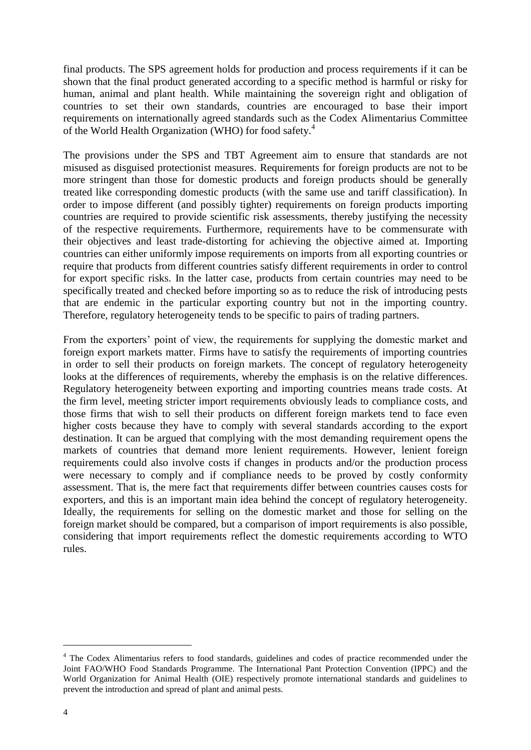final products. The SPS agreement holds for production and process requirements if it can be shown that the final product generated according to a specific method is harmful or risky for human, animal and plant health. While maintaining the sovereign right and obligation of countries to set their own standards, countries are encouraged to base their import requirements on internationally agreed standards such as the Codex Alimentarius Committee of the World Health Organization (WHO) for food safety.[4]

The provisions under the SPS and TBT Agreement aim to ensure that standards are not misused as disguised protectionist measures. Requirements for foreign products are not to be more stringent than those for domestic products and foreign products should be generally treated like corresponding domestic products (with the same use and tariff classification). In order to impose different (and possibly tighter) requirements on foreign products importing countries are required to provide scientific risk assessments, thereby justifying the necessity of the respective requirements. Furthermore, requirements have to be commensurate with their objectives and least trade-distorting for achieving the objective aimed at. Importing countries can either uniformly impose requirements on imports from all exporting countries or require that products from different countries satisfy different requirements in order to control for export specific risks. In the latter case, products from certain countries may need to be specifically treated and checked before importing so as to reduce the risk of introducing pests that are endemic in the particular exporting country but not in the importing country. Therefore, regulatory heterogeneity tends to be specific to pairs of trading partners.

From the exporters' point of view, the requirements for supplying the domestic market and foreign export markets matter. Firms have to satisfy the requirements of importing countries in order to sell their products on foreign markets. The concept of regulatory heterogeneity looks at the differences of requirements, whereby the emphasis is on the relative differences. Regulatory heterogeneity between exporting and importing countries means trade costs. At the firm level, meeting stricter import requirements obviously leads to compliance costs, and those firms that wish to sell their products on different foreign markets tend to face even higher costs because they have to comply with several standards according to the export destination. It can be argued that complying with the most demanding requirement opens the markets of countries that demand more lenient requirements. However, lenient foreign requirements could also involve costs if changes in products and/or the production process were necessary to comply and if compliance needs to be proved by costly conformity assessment. That is, the mere fact that requirements differ between countries causes costs for exporters, and this is an important main idea behind the concept of regulatory heterogeneity. Ideally, the requirements for selling on the domestic market and those for selling on the foreign market should be compared, but a comparison of import requirements is also possible, considering that import requirements reflect the domestic requirements according to WTO rules.

[4] The Codex Alimentarius refers to food standards, guidelines and codes of practice recommended under the Joint FAO/WHO Food Standards Programme. The International Pant Protection Convention (IPPC) and the World Organization for Animal Health (OIE) respectively promote international standards and guidelines to prevent the introduction and spread of plant and animal pests.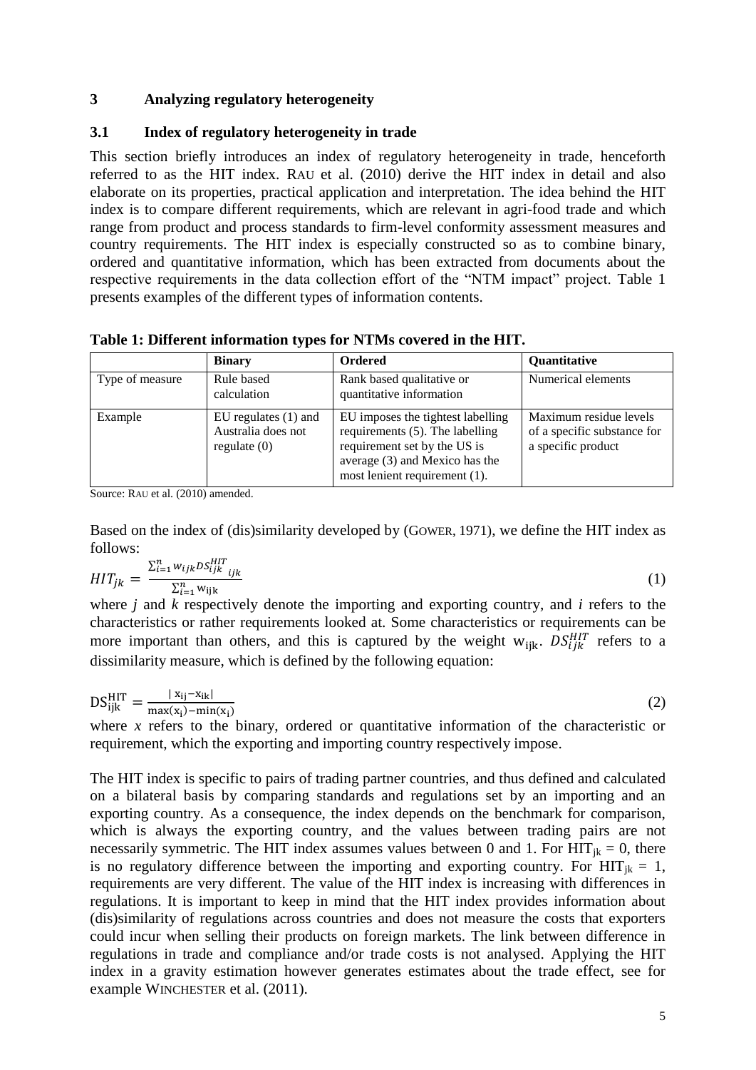## 3 Analyzing regulatory heterogeneity

### 3.1 Index of regulatory heterogeneity in trade

This section briefly introduces an index of regulatory heterogeneity in trade, henceforth referred to as the HIT index. RAU et al. (2010) derive the HIT index in detail and also elaborate on its properties, practical application and interpretation. The idea behind the HIT index is to compare different requirements, which are relevant in agri-food trade and which range from product and process standards to firm-level conformity assessment measures and country requirements. The HIT index is especially constructed so as to combine binary, ordered and quantitative information, which has been extracted from documents about the respective requirements in the data collection effort of the "NTM impact" project. Table 1 presents examples of the different types of information contents.

**Table 1: Different information types for NTMs covered in the HIT.**

| | **Binary** | **Ordered** | **Quantitative** |
|---|---|---|---|
| Type of measure | Rule based calculation | Rank based qualitative or quantitative information | Numerical elements |
| Example | EU regulates (1) and Australia does not regulate (0) | EU imposes the tightest labelling requirements (5). The labelling requirement set by the US is average (3) and Mexico has the most lenient requirement (1). | Maximum residue levels of a specific substance for a specific product |

Source: RAU et al. (2010) amended.

Based on the index of (dis)similarity developed by (GOWER, 1971), we define the HIT index as follows:

$$HIT_{jk} = \frac{\sum_{i=1}^{n} w_{ijk} DS_{ijk}^{HIT}{}_{ijk}}{\sum_{i=1}^{n} w_{ijk}} \tag{1}$$

where $j$ and $k$ respectively denote the importing and exporting country, and $i$ refers to the characteristics or rather requirements looked at. Some characteristics or requirements can be more important than others, and this is captured by the weight $w_{ijk}$. $DS_{ijk}^{HIT}$ refers to a dissimilarity measure, which is defined by the following equation:

$$DS_{ijk}^{HIT} = \frac{|x_{ij} - x_{ik}|}{\max(x_i) - \min(x_i)} \tag{2}$$

where $x$ refers to the binary, ordered or quantitative information of the characteristic or requirement, which the exporting and importing country respectively impose.

The HIT index is specific to pairs of trading partner countries, and thus defined and calculated on a bilateral basis by comparing standards and regulations set by an importing and an exporting country. As a consequence, the index depends on the benchmark for comparison, which is always the exporting country, and the values between trading pairs are not necessarily symmetric. The HIT index assumes values between 0 and 1. For $HIT_{jk} = 0$, there is no regulatory difference between the importing and exporting country. For $HIT_{jk} = 1$, requirements are very different. The value of the HIT index is increasing with differences in regulations. It is important to keep in mind that the HIT index provides information about (dis)similarity of regulations across countries and does not measure the costs that exporters could incur when selling their products on foreign markets. The link between difference in regulations in trade and compliance and/or trade costs is not analysed. Applying the HIT index in a gravity estimation however generates estimates about the trade effect, see for example WINCHESTER et al. (2011).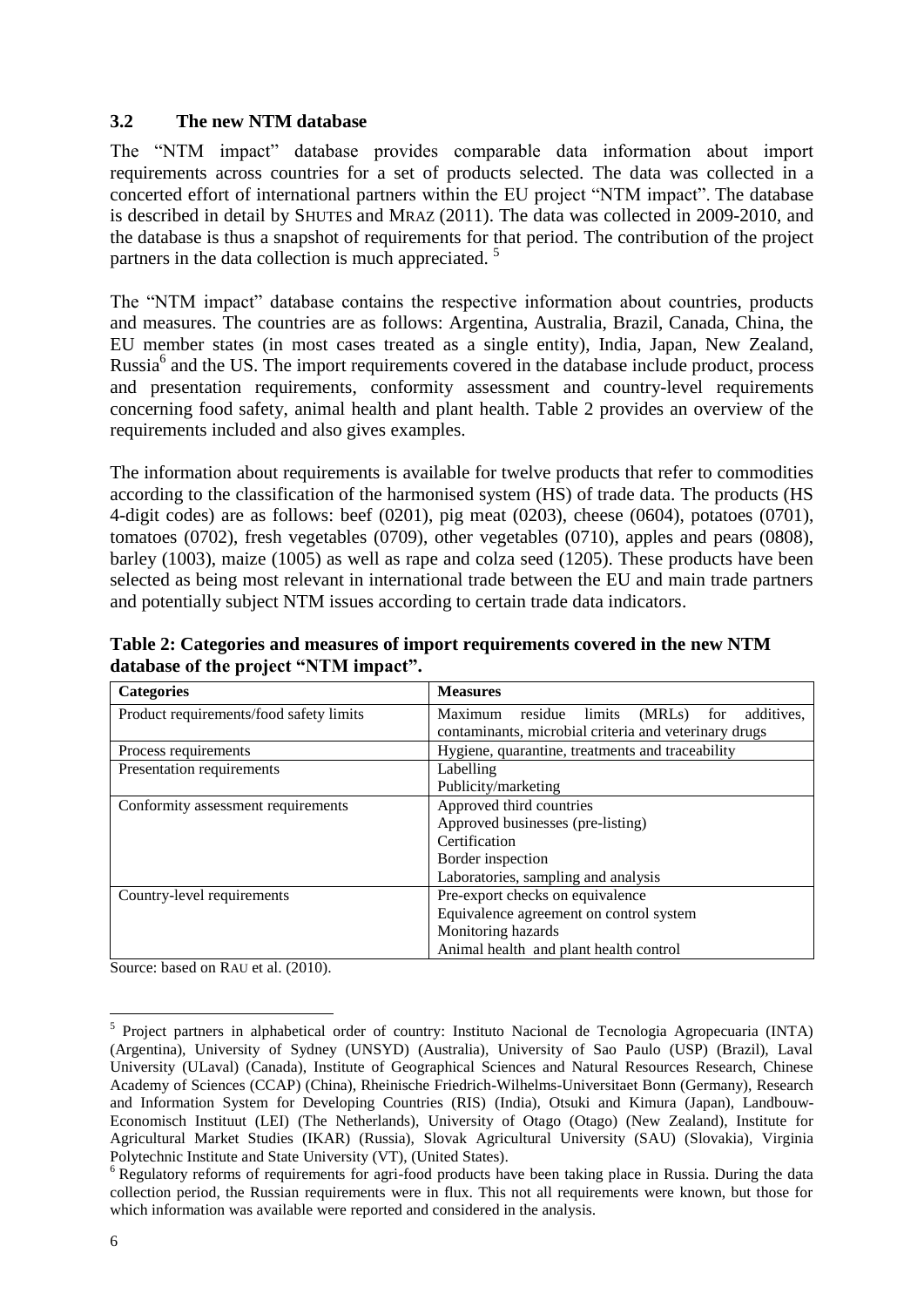### 3.2 The new NTM database

The "NTM impact" database provides comparable data information about import requirements across countries for a set of products selected. The data was collected in a concerted effort of international partners within the EU project "NTM impact". The database is described in detail by SHUTES and MRAZ (2011). The data was collected in 2009-2010, and the database is thus a snapshot of requirements for that period. The contribution of the project partners in the data collection is much appreciated. [5]

The "NTM impact" database contains the respective information about countries, products and measures. The countries are as follows: Argentina, Australia, Brazil, Canada, China, the EU member states (in most cases treated as a single entity), India, Japan, New Zealand, Russia[6] and the US. The import requirements covered in the database include product, process and presentation requirements, conformity assessment and country-level requirements concerning food safety, animal health and plant health. Table 2 provides an overview of the requirements included and also gives examples.

The information about requirements is available for twelve products that refer to commodities according to the classification of the harmonised system (HS) of trade data. The products (HS 4-digit codes) are as follows: beef (0201), pig meat (0203), cheese (0604), potatoes (0701), tomatoes (0702), fresh vegetables (0709), other vegetables (0710), apples and pears (0808), barley (1003), maize (1005) as well as rape and colza seed (1205). These products have been selected as being most relevant in international trade between the EU and main trade partners and potentially subject NTM issues according to certain trade data indicators.

**Table 2: Categories and measures of import requirements covered in the new NTM database of the project "NTM impact".**

| Categories | Measures |
|---|---|
| Product requirements/food safety limits | Maximum residue limits (MRLs) for additives, contaminants, microbial criteria and veterinary drugs |
| Process requirements | Hygiene, quarantine, treatments and traceability |
| Presentation requirements | Labelling<br>Publicity/marketing |
| Conformity assessment requirements | Approved third countries<br>Approved businesses (pre-listing)<br>Certification<br>Border inspection<br>Laboratories, sampling and analysis |
| Country-level requirements | Pre-export checks on equivalence<br>Equivalence agreement on control system<br>Monitoring hazards<br>Animal health and plant health control |

Source: based on RAU et al. (2010).

---

[5] Project partners in alphabetical order of country: Instituto Nacional de Tecnologia Agropecuaria (INTA) (Argentina), University of Sydney (UNSYD) (Australia), University of Sao Paulo (USP) (Brazil), Laval University (ULaval) (Canada), Institute of Geographical Sciences and Natural Resources Research, Chinese Academy of Sciences (CCAP) (China), Rheinische Friedrich-Wilhelms-Universitaet Bonn (Germany), Research and Information System for Developing Countries (RIS) (India), Otsuki and Kimura (Japan), Landbouw-Economisch Instituut (LEI) (The Netherlands), University of Otago (Otago) (New Zealand), Institute for Agricultural Market Studies (IKAR) (Russia), Slovak Agricultural University (SAU) (Slovakia), Virginia Polytechnic Institute and State University (VT), (United States).

[6] Regulatory reforms of requirements for agri-food products have been taking place in Russia. During the data collection period, the Russian requirements were in flux. This not all requirements were known, but those for which information was available were reported and considered in the analysis.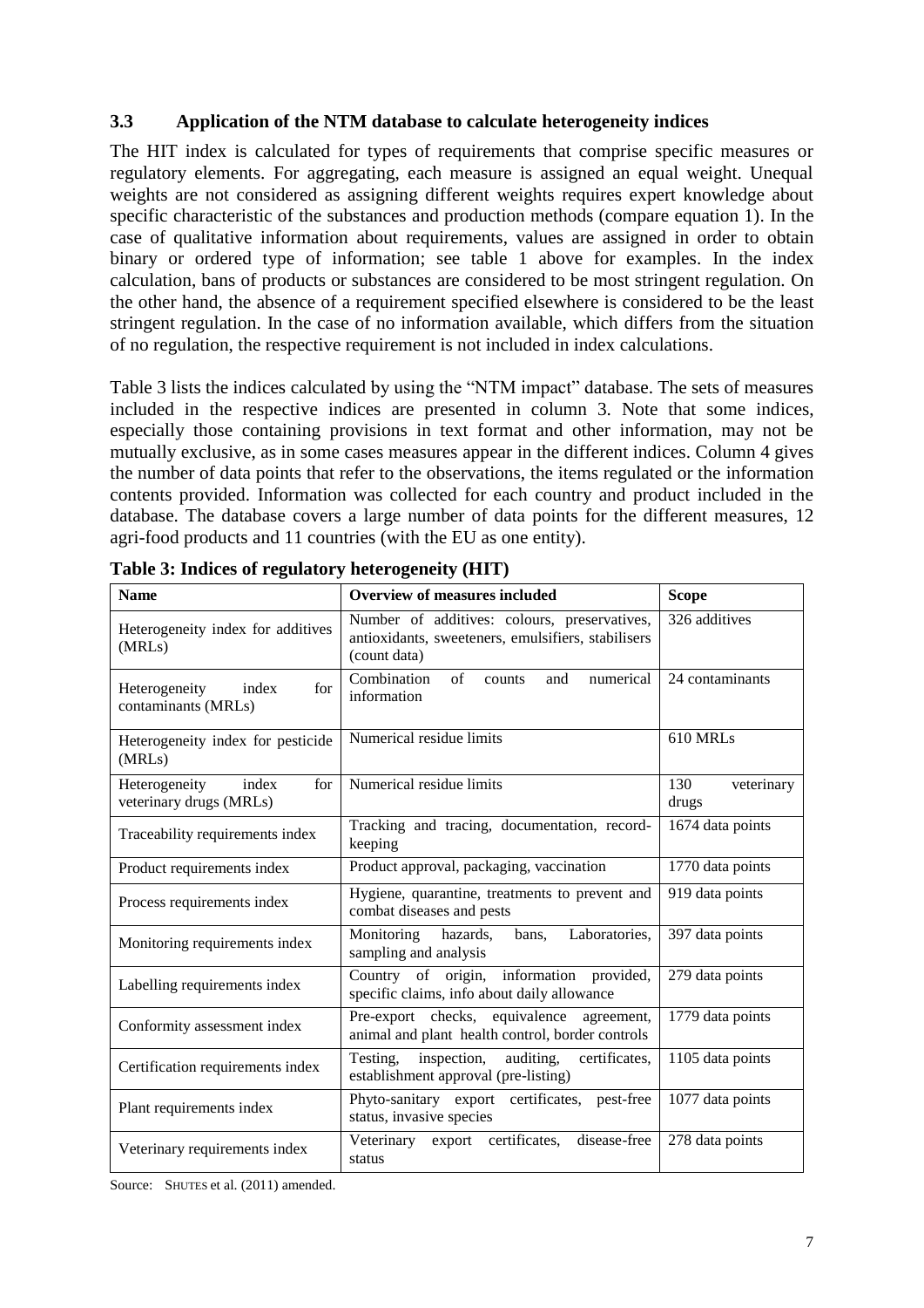### 3.3 Application of the NTM database to calculate heterogeneity indices

The HIT index is calculated for types of requirements that comprise specific measures or regulatory elements. For aggregating, each measure is assigned an equal weight. Unequal weights are not considered as assigning different weights requires expert knowledge about specific characteristic of the substances and production methods (compare equation 1). In the case of qualitative information about requirements, values are assigned in order to obtain binary or ordered type of information; see table 1 above for examples. In the index calculation, bans of products or substances are considered to be most stringent regulation. On the other hand, the absence of a requirement specified elsewhere is considered to be the least stringent regulation. In the case of no information available, which differs from the situation of no regulation, the respective requirement is not included in index calculations.

Table 3 lists the indices calculated by using the "NTM impact" database. The sets of measures included in the respective indices are presented in column 3. Note that some indices, especially those containing provisions in text format and other information, may not be mutually exclusive, as in some cases measures appear in the different indices. Column 4 gives the number of data points that refer to the observations, the items regulated or the information contents provided. Information was collected for each country and product included in the database. The database covers a large number of data points for the different measures, 12 agri-food products and 11 countries (with the EU as one entity).

**Table 3: Indices of regulatory heterogeneity (HIT)**

| Name | Overview of measures included | Scope |
|---|---|---|
| Heterogeneity index for additives (MRLs) | Number of additives: colours, preservatives, antioxidants, sweeteners, emulsifiers, stabilisers (count data) | 326 additives |
| Heterogeneity index for contaminants (MRLs) | Combination of counts and numerical information | 24 contaminants |
| Heterogeneity index for pesticide (MRLs) | Numerical residue limits | 610 MRLs |
| Heterogeneity index for veterinary drugs (MRLs) | Numerical residue limits | 130 veterinary drugs |
| Traceability requirements index | Tracking and tracing, documentation, record-keeping | 1674 data points |
| Product requirements index | Product approval, packaging, vaccination | 1770 data points |
| Process requirements index | Hygiene, quarantine, treatments to prevent and combat diseases and pests | 919 data points |
| Monitoring requirements index | Monitoring hazards, bans, Laboratories, sampling and analysis | 397 data points |
| Labelling requirements index | Country of origin, information provided, specific claims, info about daily allowance | 279 data points |
| Conformity assessment index | Pre-export checks, equivalence agreement, animal and plant health control, border controls | 1779 data points |
| Certification requirements index | Testing, inspection, auditing, certificates, establishment approval (pre-listing) | 1105 data points |
| Plant requirements index | Phyto-sanitary export certificates, pest-free status, invasive species | 1077 data points |
| Veterinary requirements index | Veterinary export certificates, disease-free status | 278 data points |

Source: SHUTES et al. (2011) amended.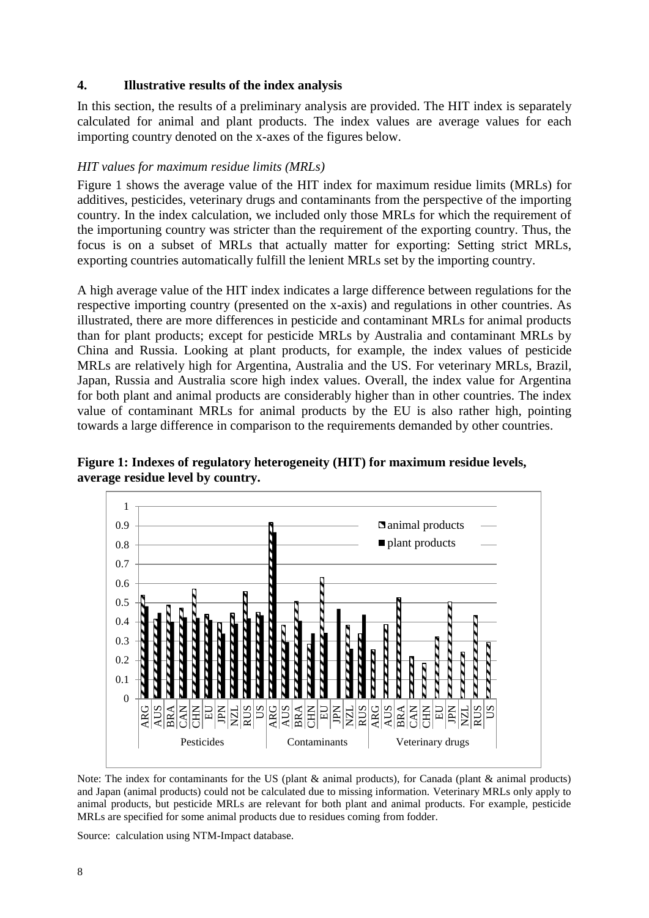## 4. Illustrative results of the index analysis

In this section, the results of a preliminary analysis are provided. The HIT index is separately calculated for animal and plant products. The index values are average values for each importing country denoted on the x-axes of the figures below.

*HIT values for maximum residue limits (MRLs)*

Figure 1 shows the average value of the HIT index for maximum residue limits (MRLs) for additives, pesticides, veterinary drugs and contaminants from the perspective of the importing country. In the index calculation, we included only those MRLs for which the requirement of the importuning country was stricter than the requirement of the exporting country. Thus, the focus is on a subset of MRLs that actually matter for exporting: Setting strict MRLs, exporting countries automatically fulfill the lenient MRLs set by the importing country.

A high average value of the HIT index indicates a large difference between regulations for the respective importing country (presented on the x-axis) and regulations in other countries. As illustrated, there are more differences in pesticide and contaminant MRLs for animal products than for plant products; except for pesticide MRLs by Australia and contaminant MRLs by China and Russia. Looking at plant products, for example, the index values of pesticide MRLs are relatively high for Argentina, Australia and the US. For veterinary MRLs, Brazil, Japan, Russia and Australia score high index values. Overall, the index value for Argentina for both plant and animal products are considerably higher than in other countries. The index value of contaminant MRLs for animal products by the EU is also rather high, pointing towards a large difference in comparison to the requirements demanded by other countries.

**Figure 1: Indexes of regulatory heterogeneity (HIT) for maximum residue levels, average residue level by country.**

Note: The index for contaminants for the US (plant & animal products), for Canada (plant & animal products) and Japan (animal products) could not be calculated due to missing information. Veterinary MRLs only apply to animal products, but pesticide MRLs are relevant for both plant and animal products. For example, pesticide MRLs are specified for some animal products due to residues coming from fodder.

Source: calculation using NTM-Impact database.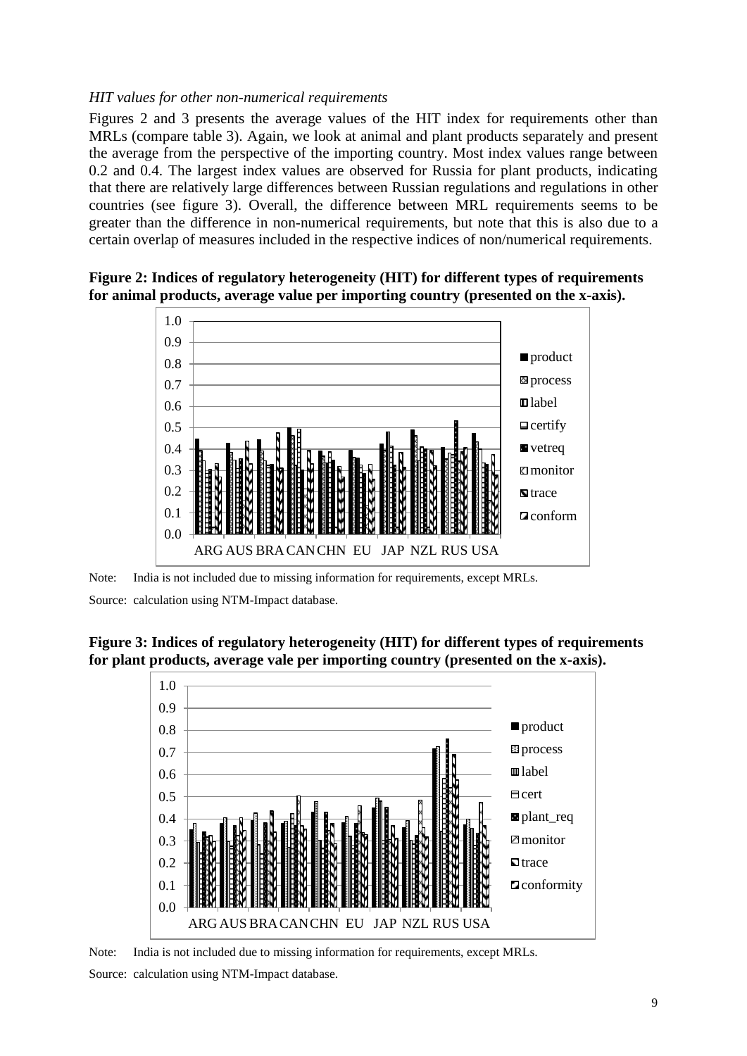*HIT values for other non-numerical requirements*

Figures 2 and 3 presents the average values of the HIT index for requirements other than MRLs (compare table 3). Again, we look at animal and plant products separately and present the average from the perspective of the importing country. Most index values range between 0.2 and 0.4. The largest index values are observed for Russia for plant products, indicating that there are relatively large differences between Russian regulations and regulations in other countries (see figure 3). Overall, the difference between MRL requirements seems to be greater than the difference in non-numerical requirements, but note that this is also due to a certain overlap of measures included in the respective indices of non/numerical requirements.

**Figure 2: Indices of regulatory heterogeneity (HIT) for different types of requirements for animal products, average value per importing country (presented on the x-axis).**

Note: India is not included due to missing information for requirements, except MRLs.

Source: calculation using NTM-Impact database.

**Figure 3: Indices of regulatory heterogeneity (HIT) for different types of requirements for plant products, average vale per importing country (presented on the x-axis).**

Note: India is not included due to missing information for requirements, except MRLs.

Source: calculation using NTM-Impact database.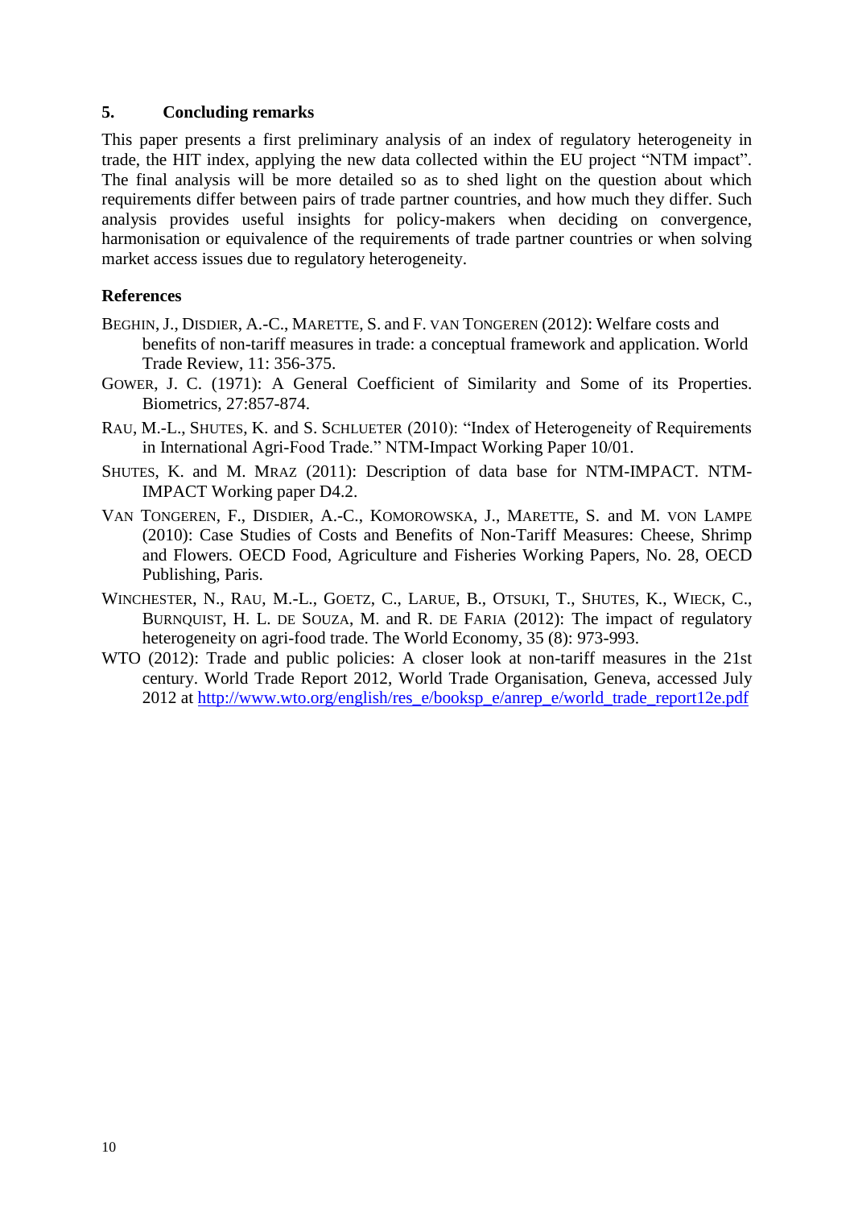## 5. Concluding remarks

This paper presents a first preliminary analysis of an index of regulatory heterogeneity in trade, the HIT index, applying the new data collected within the EU project "NTM impact". The final analysis will be more detailed so as to shed light on the question about which requirements differ between pairs of trade partner countries, and how much they differ. Such analysis provides useful insights for policy-makers when deciding on convergence, harmonisation or equivalence of the requirements of trade partner countries or when solving market access issues due to regulatory heterogeneity.

### References

BEGHIN, J., DISDIER, A.-C., MARETTE, S. and F. VAN TONGEREN (2012): Welfare costs and benefits of non-tariff measures in trade: a conceptual framework and application. World Trade Review, 11: 356-375.

GOWER, J. C. (1971): A General Coefficient of Similarity and Some of its Properties. Biometrics, 27:857-874.

RAU, M.-L., SHUTES, K. and S. SCHLUETER (2010): "Index of Heterogeneity of Requirements in International Agri-Food Trade." NTM-Impact Working Paper 10/01.

SHUTES, K. and M. MRAZ (2011): Description of data base for NTM-IMPACT. NTM-IMPACT Working paper D4.2.

VAN TONGEREN, F., DISDIER, A.-C., KOMOROWSKA, J., MARETTE, S. and M. VON LAMPE (2010): Case Studies of Costs and Benefits of Non-Tariff Measures: Cheese, Shrimp and Flowers. OECD Food, Agriculture and Fisheries Working Papers, No. 28, OECD Publishing, Paris.

WINCHESTER, N., RAU, M.-L., GOETZ, C., LARUE, B., OTSUKI, T., SHUTES, K., WIECK, C., BURNQUIST, H. L. DE SOUZA, M. and R. DE FARIA (2012): The impact of regulatory heterogeneity on agri-food trade. The World Economy, 35 (8): 973-993.

WTO (2012): Trade and public policies: A closer look at non-tariff measures in the 21st century. World Trade Report 2012, World Trade Organisation, Geneva, accessed July 2012 at http://www.wto.org/english/res_e/booksp_e/anrep_e/world_trade_report12e.pdf